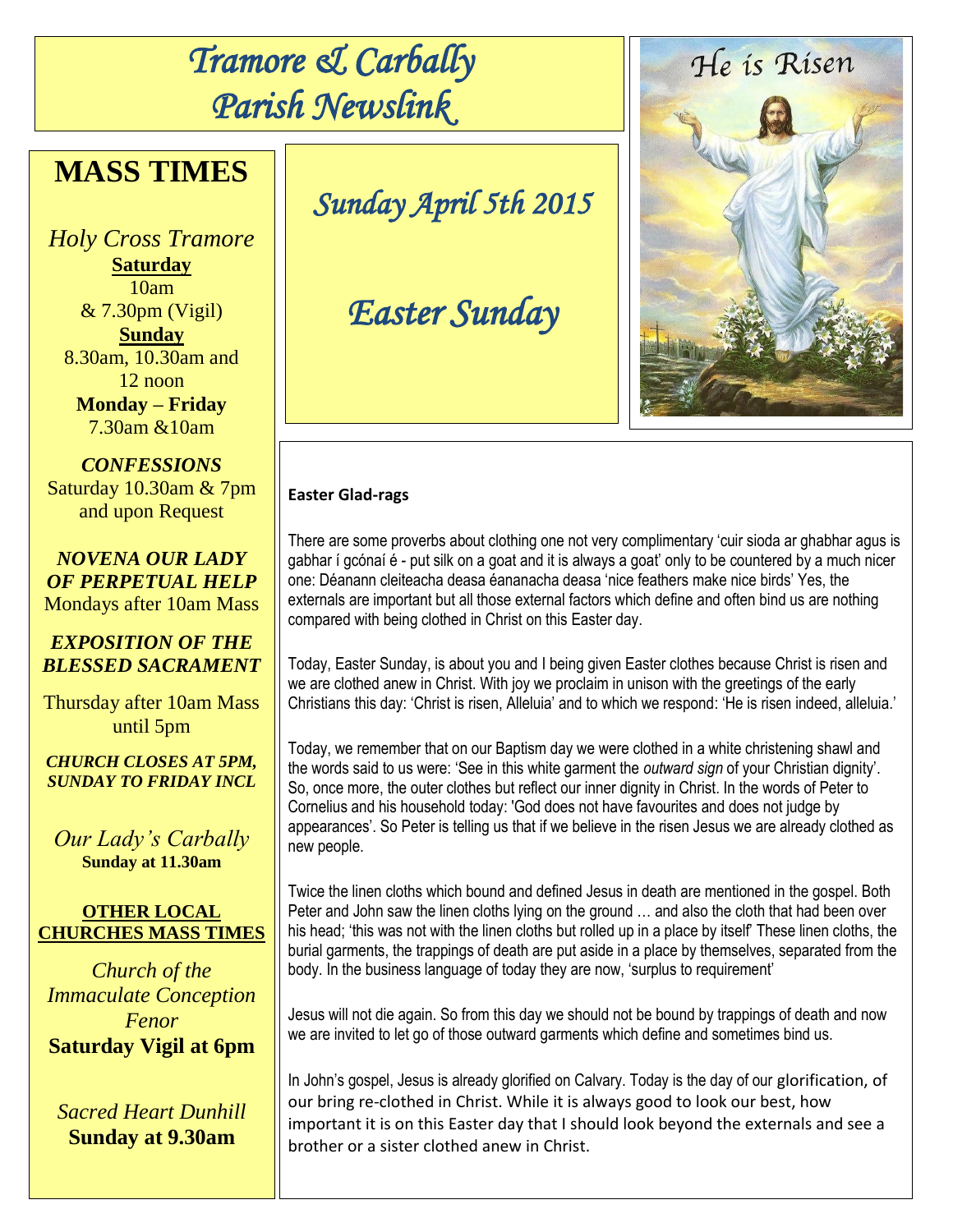# *Tramore & Carbally Parish Newslink*

## *Sunday April 5th 2015*

## *Easter Sunday*

He is Risen

# MASS TIMES

*Holy Cross Tramore*

**Saturday**

10am
& 7.30pm (Vigil)

**Sunday**

8.30am, 10.30am and 12 noon

**Monday – Friday**

7.30am &10am

***CONFESSIONS***

Saturday 10.30am & 7pm and upon Request

***NOVENA OUR LADY OF PERPETUAL HELP***

Mondays after 10am Mass

***EXPOSITION OF THE BLESSED SACRAMENT***

Thursday after 10am Mass until 5pm

***CHURCH CLOSES AT 5PM, SUNDAY TO FRIDAY INCL***

*Our Lady's Carbally*

**Sunday at 11.30am**

**OTHER LOCAL CHURCHES MASS TIMES**

*Church of the Immaculate Conception Fenor*

**Saturday Vigil at 6pm**

*Sacred Heart Dunhill*

**Sunday at 9.30am**

**Easter Glad-rags**

There are some proverbs about clothing one not very complimentary 'cuir sioda ar ghabhar agus is gabhar í gcónaí é - put silk on a goat and it is always a goat' only to be countered by a much nicer one: Déanann cleiteacha deasa éananacha deasa 'nice feathers make nice birds' Yes, the externals are important but all those external factors which define and often bind us are nothing compared with being clothed in Christ on this Easter day.

Today, Easter Sunday, is about you and I being given Easter clothes because Christ is risen and we are clothed anew in Christ. With joy we proclaim in unison with the greetings of the early Christians this day: 'Christ is risen, Alleluia' and to which we respond: 'He is risen indeed, alleluia.'

Today, we remember that on our Baptism day we were clothed in a white christening shawl and the words said to us were: 'See in this white garment the *outward sign* of your Christian dignity'. So, once more, the outer clothes but reflect our inner dignity in Christ. In the words of Peter to Cornelius and his household today: 'God does not have favourites and does not judge by appearances'. So Peter is telling us that if we believe in the risen Jesus we are already clothed as new people.

Twice the linen cloths which bound and defined Jesus in death are mentioned in the gospel. Both Peter and John saw the linen cloths lying on the ground … and also the cloth that had been over his head; 'this was not with the linen cloths but rolled up in a place by itself' These linen cloths, the burial garments, the trappings of death are put aside in a place by themselves, separated from the body. In the business language of today they are now, 'surplus to requirement'

Jesus will not die again. So from this day we should not be bound by trappings of death and now we are invited to let go of those outward garments which define and sometimes bind us.

In John's gospel, Jesus is already glorified on Calvary. Today is the day of our glorification, of our bring re-clothed in Christ. While it is always good to look our best, how important it is on this Easter day that I should look beyond the externals and see a brother or a sister clothed anew in Christ.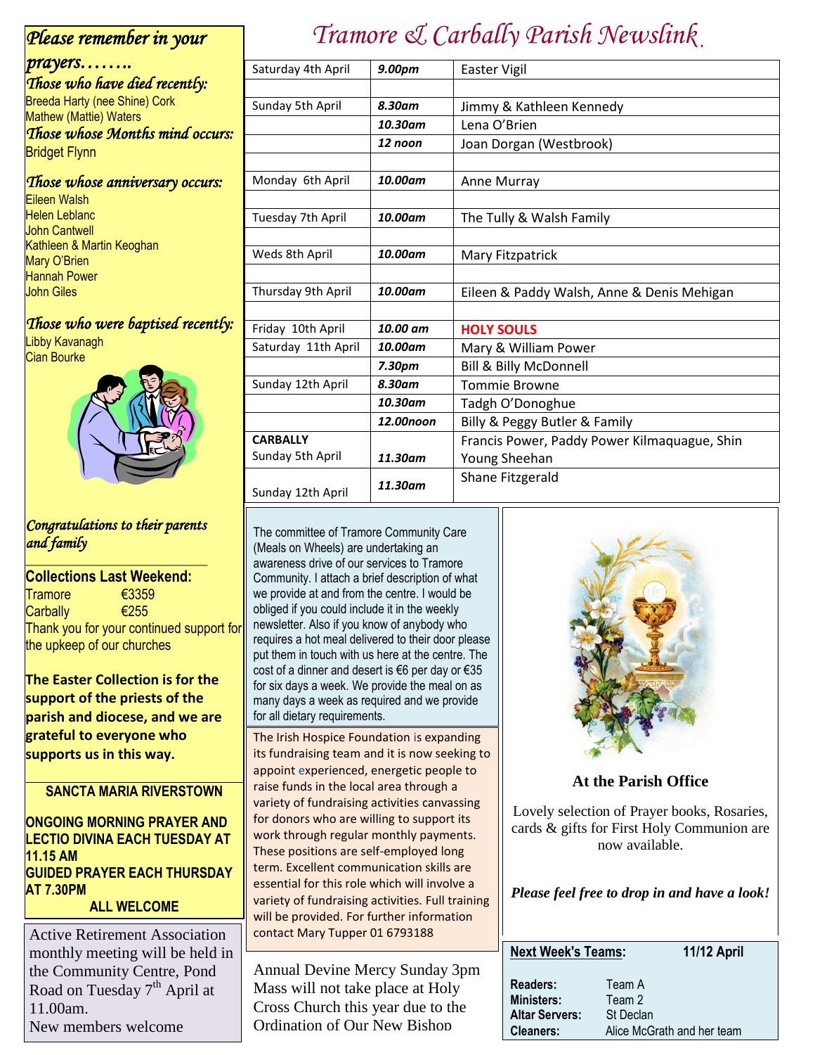# Tramore & Carbally Parish Newslink

| | | |
|---|---|---|
| Saturday 4th April | *9.00pm* | Easter Vigil |
| | | |
| Sunday 5th April | *8.30am* | Jimmy & Kathleen Kennedy |
| | *10.30am* | Lena O'Brien |
| | *12 noon* | Joan Dorgan (Westbrook) |
| | | |
| Monday 6th April | *10.00am* | Anne Murray |
| | | |
| Tuesday 7th April | *10.00am* | The Tully & Walsh Family |
| | | |
| Weds 8th April | *10.00am* | Mary Fitzpatrick |
| | | |
| Thursday 9th April | *10.00am* | Eileen & Paddy Walsh, Anne & Denis Mehigan |
| | | |
| Friday 10th April | *10.00 am* | **HOLY SOULS** |
| Saturday 11th April | *10.00am* | Mary & William Power |
| | *7.30pm* | Bill & Billy McDonnell |
| Sunday 12th April | *8.30am* | Tommie Browne |
| | *10.30am* | Tadgh O'Donoghue |
| | *12.00noon* | Billy & Peggy Butler & Family |
| **CARBALLY** Sunday 5th April | *11.30am* | Francis Power, Paddy Power Kilmaquague, Shin Young Sheehan |
| Sunday 12th April | *11.30am* | Shane Fitzgerald |

## *Please remember in your prayers……..*

### *Those who have died recently:*

Breeda Harty (nee Shine) Cork
Mathew (Mattie) Waters

### *Those whose Months mind occurs:*

Bridget Flynn

### *Those whose anniversary occurs:*

Eileen Walsh
Helen Leblanc
John Cantwell
Kathleen & Martin Keoghan
Mary O'Brien
Hannah Power
John Giles

### *Those who were baptised recently:*

Libby Kavanagh
Cian Bourke

*Congratulations to their parents and family*

**Collections Last Weekend:**

Tramore €3359
Carbally €255

Thank you for your continued support for the upkeep of our churches

**The Easter Collection is for the support of the priests of the parish and diocese, and we are grateful to everyone who supports us in this way.**

**SANCTA MARIA RIVERSTOWN**

**ONGOING MORNING PRAYER AND LECTIO DIVINA EACH TUESDAY AT 11.15 AM**
**GUIDED PRAYER EACH THURSDAY AT 7.30PM**
**ALL WELCOME**

Active Retirement Association monthly meeting will be held in the Community Centre, Pond Road on Tuesday 7th April at 11.00am.
New members welcome

The committee of Tramore Community Care (Meals on Wheels) are undertaking an awareness drive of our services to Tramore Community. I attach a brief description of what we provide at and from the centre. I would be obliged if you could include it in the weekly newsletter. Also if you know of anybody who requires a hot meal delivered to their door please put them in touch with us here at the centre. The cost of a dinner and desert is €6 per day or €35 for six days a week. We provide the meal on as many days a week as required and we provide for all dietary requirements.

The Irish Hospice Foundation is expanding its fundraising team and it is now seeking to appoint experienced, energetic people to raise funds in the local area through a variety of fundraising activities canvassing for donors who are willing to support its work through regular monthly payments. These positions are self-employed long term. Excellent communication skills are essential for this role which will involve a variety of fundraising activities. Full training will be provided. For further information contact Mary Tupper 01 6793188

Annual Devine Mercy Sunday 3pm Mass will not take place at Holy Cross Church this year due to the Ordination of Our New Bishop

**At the Parish Office**

Lovely selection of Prayer books, Rosaries, cards & gifts for First Holy Communion are now available.

***Please feel free to drop in and have a look!***

| **Next Week's Teams:** | **11/12 April** |
|---|---|
| **Readers:** | Team A |
| **Ministers:** | Team 2 |
| **Altar Servers:** | St Declan |
| **Cleaners:** | Alice McGrath and her team |